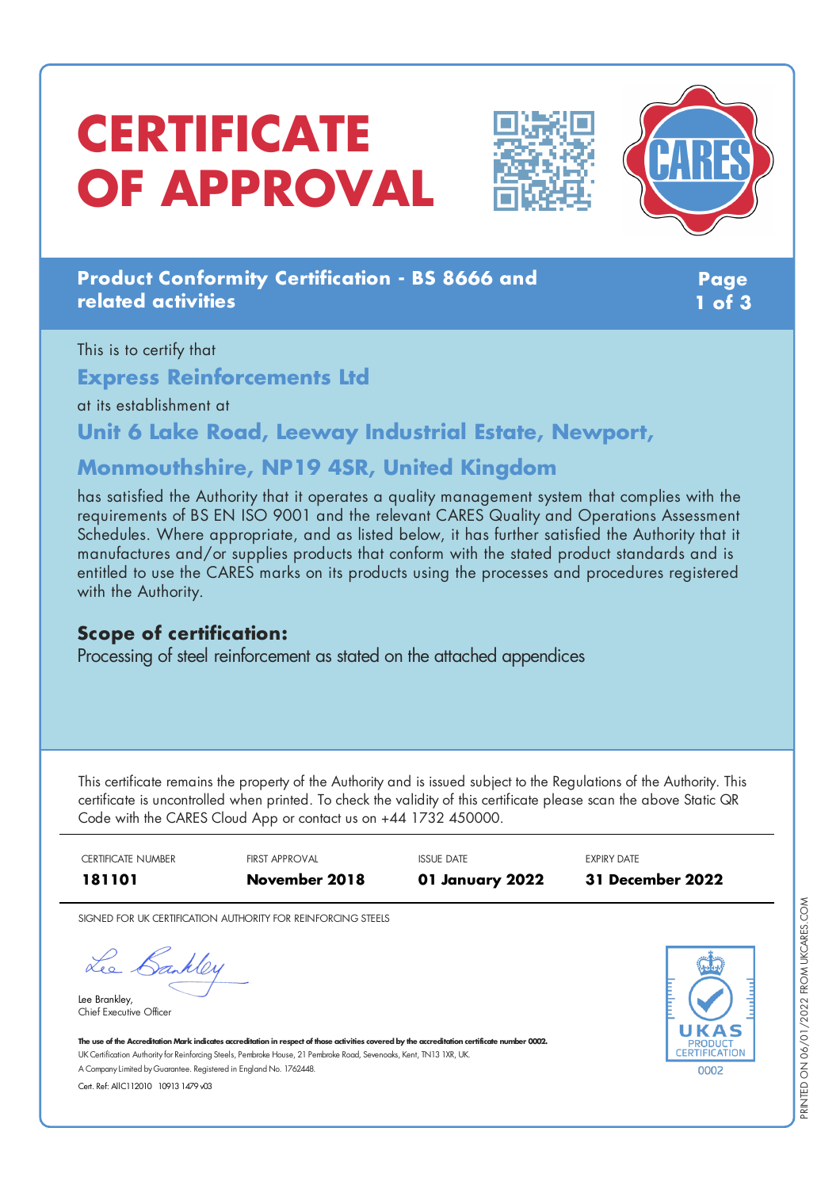# CERTIFICATE OF APPROVAL

**Product Conformity Certification - BS 8666 and related activities**

This is to certify that

## Express Reinforcements Ltd

at its establishment at

## Unit 6 Lake Road, Leeway Industrial Estate, Newport, Monmouthshire, NP19 4SR, United Kingdom

has satisfied the Authority that it operates a quality management system that complies with the requirements of BS EN ISO 9001 and the relevant CARES Quality and Operations Assessment Schedules. Where appropriate, and as listed below, it has further satisfied the Authority that it manufactures and/or supplies products that conform with the stated product standards and is entitled to use the CARES marks on its products using the processes and procedures registered with the Authority.

### Scope of certification:

Processing of steel reinforcement as stated on the attached appendices

This certificate remains the property of the Authority and is issued subject to the Regulations of the Authority. This certificate is uncontrolled when printed. To check the validity of this certificate please scan the above Static QR Code with the CARES Cloud App or contact us on +44 1732 450000.

| CERTIFICATE NUMBER | FIRST APPROVAL | ISSUE DATE | EXPIRY DATE |
|---|---|---|---|
| **181101** | **November 2018** | **01 January 2022** | **31 December 2022** |

SIGNED FOR UK CERTIFICATION AUTHORITY FOR REINFORCING STEELS

Lee Brankley,
Chief Executive Officer

**The use of the Accreditation Mark indicates accreditation in respect of those activities covered by the accreditation certificate number 0002.**
UK Certification Authority for Reinforcing Steels, Pembroke House, 21 Pembroke Road, Sevenoaks, Kent, TN13 1XR, UK.
A Company Limited by Guarantee. Registered in England No. 1762448.
Cert. Ref: AIIC112010 10913 1479 v03

UKAS PRODUCT CERTIFICATION 0002

PRINTED ON 06/01/2022 FROM UKCARES.COM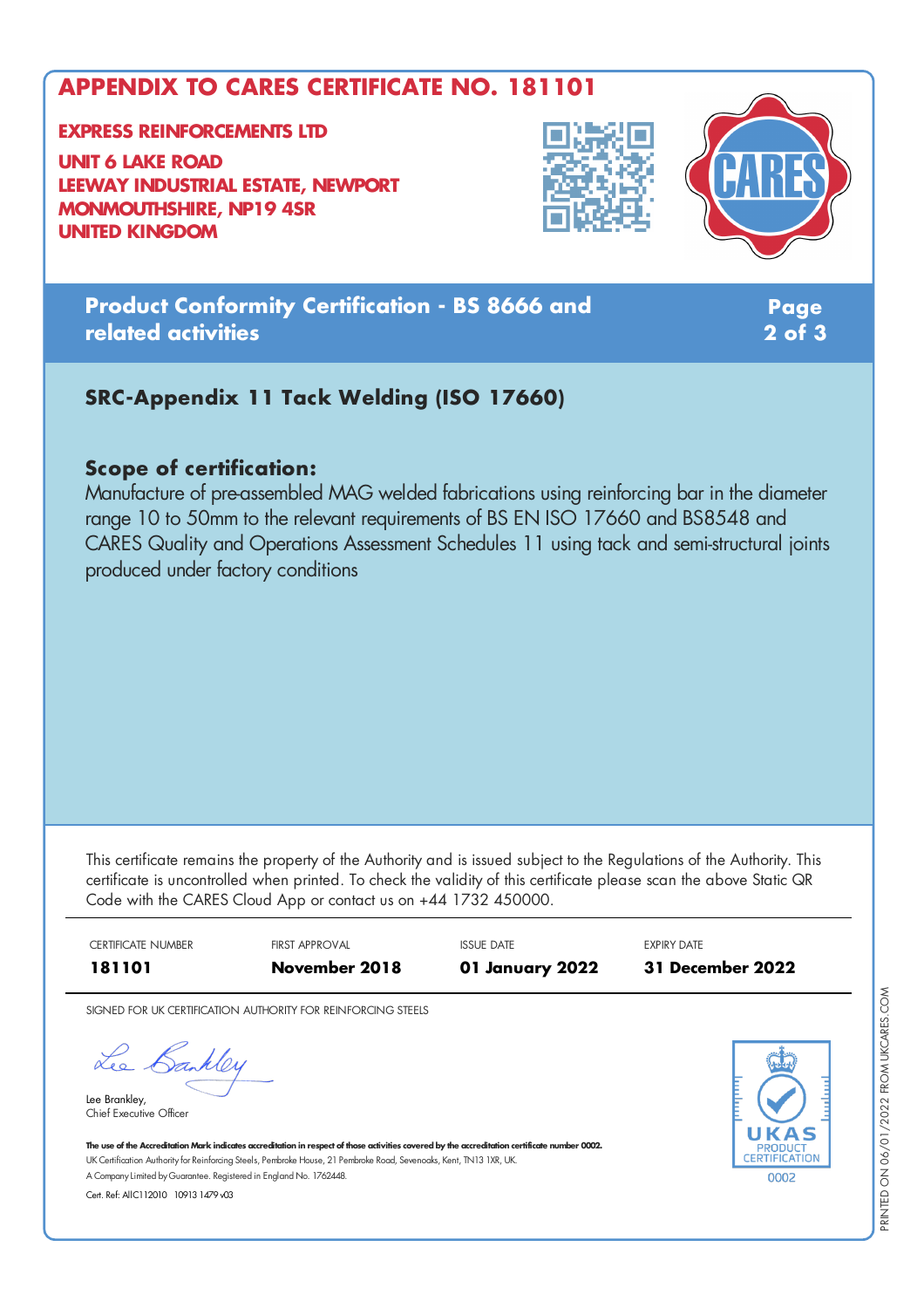# APPENDIX TO CARES CERTIFICATE NO. 181101

**EXPRESS REINFORCEMENTS LTD**

**UNIT 6 LAKE ROAD**
**LEEWAY INDUSTRIAL ESTATE, NEWPORT**
**MONMOUTHSHIRE, NP19 4SR**
**UNITED KINGDOM**

## Product Conformity Certification - BS 8666 and related activities

### SRC-Appendix 11 Tack Welding (ISO 17660)

**Scope of certification:**

Manufacture of pre-assembled MAG welded fabrications using reinforcing bar in the diameter range 10 to 50mm to the relevant requirements of BS EN ISO 17660 and BS8548 and CARES Quality and Operations Assessment Schedules 11 using tack and semi-structural joints produced under factory conditions

This certificate remains the property of the Authority and is issued subject to the Regulations of the Authority. This certificate is uncontrolled when printed. To check the validity of this certificate please scan the above Static QR Code with the CARES Cloud App or contact us on +44 1732 450000.

| CERTIFICATE NUMBER | FIRST APPROVAL | ISSUE DATE | EXPIRY DATE |
|---|---|---|---|
| **181101** | **November 2018** | **01 January 2022** | **31 December 2022** |

SIGNED FOR UK CERTIFICATION AUTHORITY FOR REINFORCING STEELS

Lee Brankley,
Chief Executive Officer

**The use of the Accreditation Mark indicates accreditation in respect of those activities covered by the accreditation certificate number 0002.**
UK Certification Authority for Reinforcing Steels, Pembroke House, 21 Pembroke Road, Sevenoaks, Kent, TN13 1XR, UK.
A Company Limited by Guarantee. Registered in England No. 1762448.
Cert. Ref: AIIC112010 10913 1479 v03

UKAS PRODUCT CERTIFICATION 0002

PRINTED ON 06/01/2022 FROM UKCARES.COM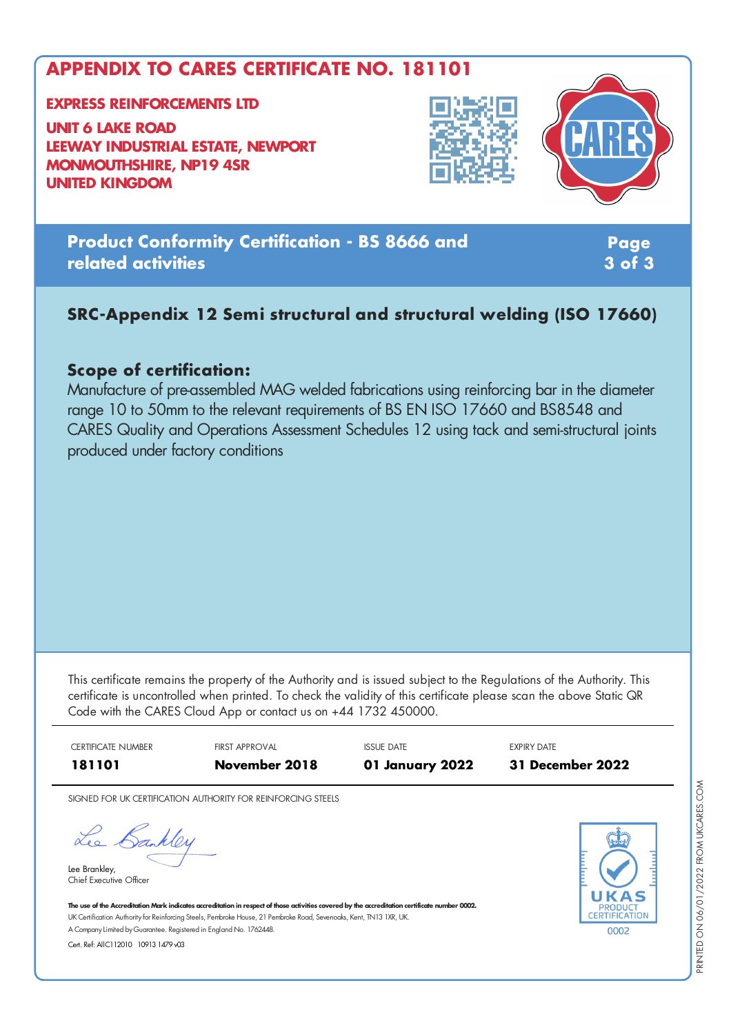# APPENDIX TO CARES CERTIFICATE NO. 181101

**EXPRESS REINFORCEMENTS LTD**

**UNIT 6 LAKE ROAD**
**LEEWAY INDUSTRIAL ESTATE, NEWPORT**
**MONMOUTHSHIRE, NP19 4SR**
**UNITED KINGDOM**

## Product Conformity Certification - BS 8666 and related activities

### SRC-Appendix 12 Semi structural and structural welding (ISO 17660)

**Scope of certification:**

Manufacture of pre-assembled MAG welded fabrications using reinforcing bar in the diameter range 10 to 50mm to the relevant requirements of BS EN ISO 17660 and BS8548 and CARES Quality and Operations Assessment Schedules 12 using tack and semi-structural joints produced under factory conditions

This certificate remains the property of the Authority and is issued subject to the Regulations of the Authority. This certificate is uncontrolled when printed. To check the validity of this certificate please scan the above Static QR Code with the CARES Cloud App or contact us on +44 1732 450000.

| CERTIFICATE NUMBER | FIRST APPROVAL | ISSUE DATE | EXPIRY DATE |
|---|---|---|---|
| **181101** | **November 2018** | **01 January 2022** | **31 December 2022** |

SIGNED FOR UK CERTIFICATION AUTHORITY FOR REINFORCING STEELS

Lee Brankley,
Chief Executive Officer

**The use of the Accreditation Mark indicates accreditation in respect of those activities covered by the accreditation certificate number 0002.**
UK Certification Authority for Reinforcing Steels, Pembroke House, 21 Pembroke Road, Sevenoaks, Kent, TN13 1XR, UK.
A Company Limited by Guarantee. Registered in England No. 1762448.
Cert. Ref: AIIC112010 10913 1479 v03

UKAS PRODUCT CERTIFICATION 0002

PRINTED ON 06/01/2022 FROM UKCARES.COM